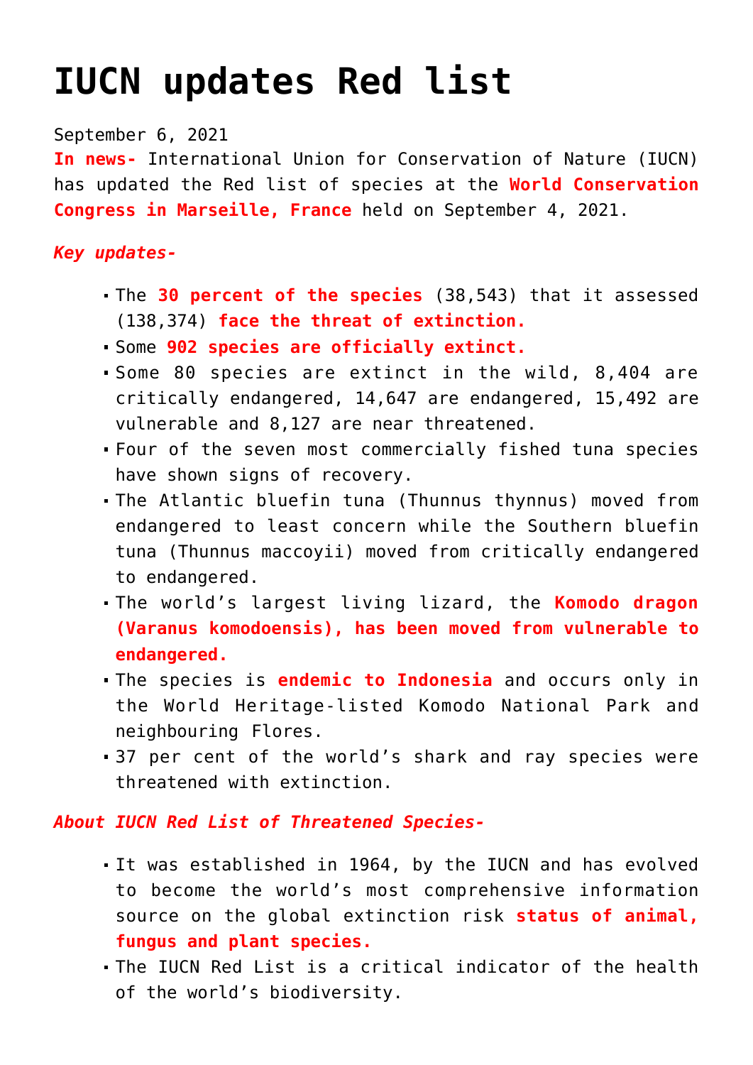# IUCN updates Red list

September 6, 2021

**In news-** International Union for Conservation of Nature (IUCN) has updated the Red list of species at the **World Conservation Congress in Marseille, France** held on September 4, 2021.

***Key updates-***

- The **30 percent of the species** (38,543) that it assessed (138,374) **face the threat of extinction.**
- Some **902 species are officially extinct.**
- Some 80 species are extinct in the wild, 8,404 are critically endangered, 14,647 are endangered, 15,492 are vulnerable and 8,127 are near threatened.
- Four of the seven most commercially fished tuna species have shown signs of recovery.
- The Atlantic bluefin tuna (Thunnus thynnus) moved from endangered to least concern while the Southern bluefin tuna (Thunnus maccoyii) moved from critically endangered to endangered.
- The world's largest living lizard, the **Komodo dragon (Varanus komodoensis), has been moved from vulnerable to endangered.**
- The species is **endemic to Indonesia** and occurs only in the World Heritage-listed Komodo National Park and neighbouring Flores.
- 37 per cent of the world's shark and ray species were threatened with extinction.

***About IUCN Red List of Threatened Species-***

- It was established in 1964, by the IUCN and has evolved to become the world's most comprehensive information source on the global extinction risk **status of animal, fungus and plant species.**
- The IUCN Red List is a critical indicator of the health of the world's biodiversity.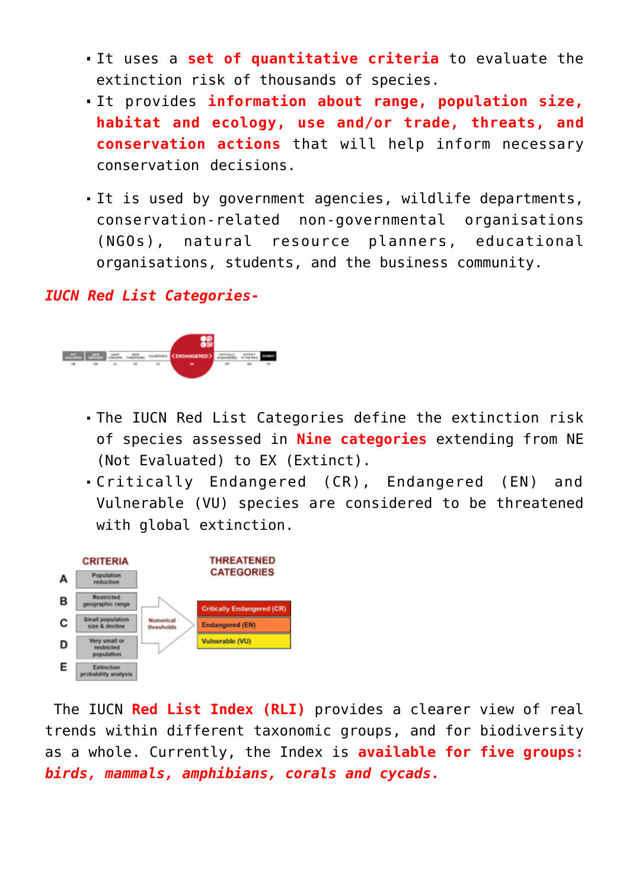- It uses a **set of quantitative criteria** to evaluate the extinction risk of thousands of species.
- It provides **information about range, population size, habitat and ecology, use and/or trade, threats, and conservation actions** that will help inform necessary conservation decisions.

- It is used by government agencies, wildlife departments, conservation-related non-governmental organisations (NGOs), natural resource planners, educational organisations, students, and the business community.

***IUCN Red List Categories-***

- The IUCN Red List Categories define the extinction risk of species assessed in **Nine categories** extending from NE (Not Evaluated) to EX (Extinct).
- Critically Endangered (CR), Endangered (EN) and Vulnerable (VU) species are considered to be threatened with global extinction.

CRITERIA

A Population reduction

B Restricted geographic range

C Small population size & decline

D Very small or restricted population

E Extinction probability analysis

Numerical thresholds

THREATENED CATEGORIES

Critically Endangered (CR)

Endangered (EN)

Vulnerable (VU)

The IUCN **Red List Index (RLI)** provides a clearer view of real trends within different taxonomic groups, and for biodiversity as a whole. Currently, the Index is **available for five groups:** ***birds, mammals, amphibians, corals and cycads.***